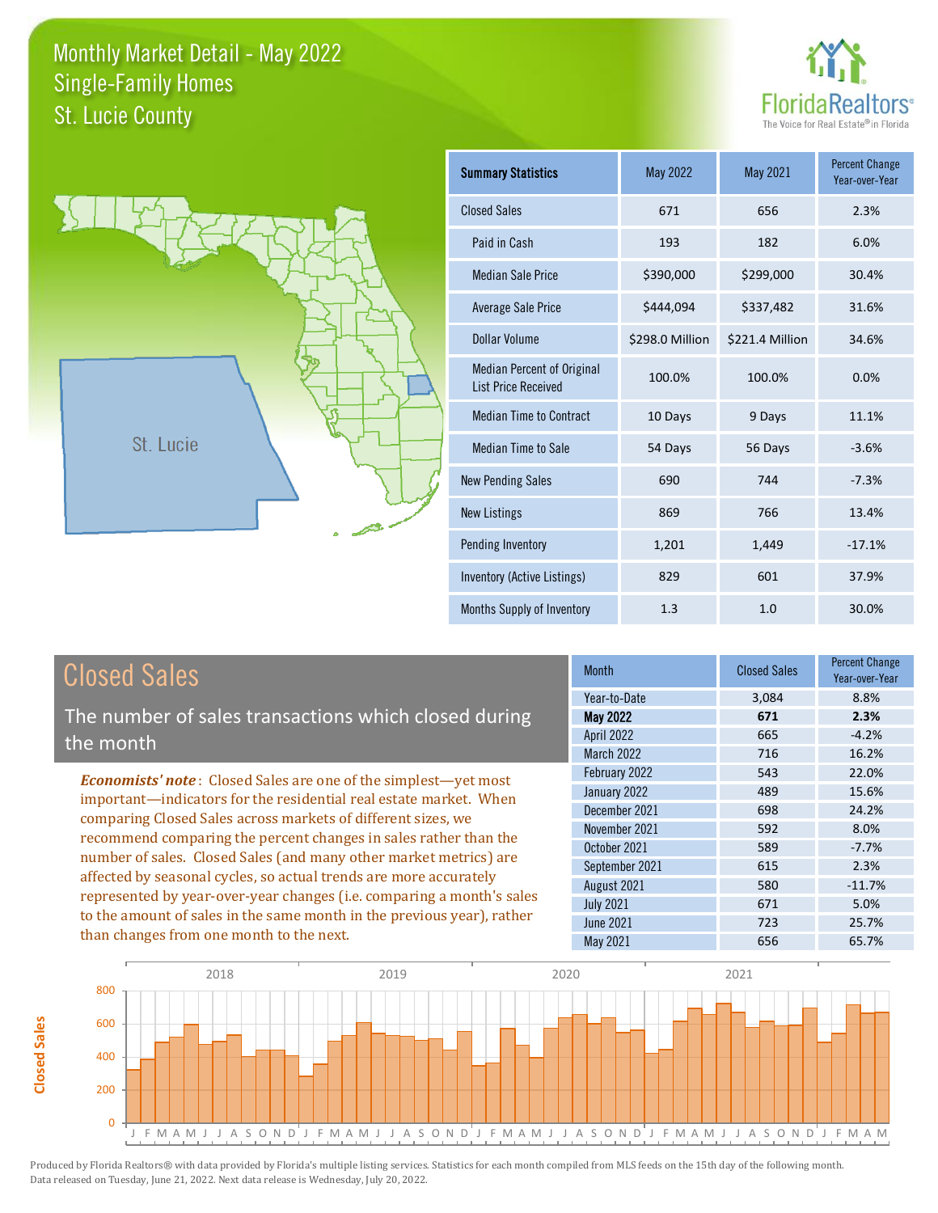# Monthly Market Detail - May 2022
## Single-Family Homes
## St. Lucie County

FloridaRealtors® The Voice for Real Estate® in Florida

| Summary Statistics | May 2022 | May 2021 | Percent Change Year-over-Year |
|---|---|---|---|
| Closed Sales | 671 | 656 | 2.3% |
| Paid in Cash | 193 | 182 | 6.0% |
| Median Sale Price | $390,000 | $299,000 | 30.4% |
| Average Sale Price | $444,094 | $337,482 | 31.6% |
| Dollar Volume | $298.0 Million | $221.4 Million | 34.6% |
| Median Percent of Original List Price Received | 100.0% | 100.0% | 0.0% |
| Median Time to Contract | 10 Days | 9 Days | 11.1% |
| Median Time to Sale | 54 Days | 56 Days | -3.6% |
| New Pending Sales | 690 | 744 | -7.3% |
| New Listings | 869 | 766 | 13.4% |
| Pending Inventory | 1,201 | 1,449 | -17.1% |
| Inventory (Active Listings) | 829 | 601 | 37.9% |
| Months Supply of Inventory | 1.3 | 1.0 | 30.0% |

## Closed Sales

The number of sales transactions which closed during the month

***Economists' note***: Closed Sales are one of the simplest—yet most important—indicators for the residential real estate market. When comparing Closed Sales across markets of different sizes, we recommend comparing the percent changes in sales rather than the number of sales. Closed Sales (and many other market metrics) are affected by seasonal cycles, so actual trends are more accurately represented by year-over-year changes (i.e. comparing a month's sales to the amount of sales in the same month in the previous year), rather than changes from one month to the next.

| Month | Closed Sales | Percent Change Year-over-Year |
|---|---|---|
| Year-to-Date | 3,084 | 8.8% |
| **May 2022** | **671** | **2.3%** |
| April 2022 | 665 | -4.2% |
| March 2022 | 716 | 16.2% |
| February 2022 | 543 | 22.0% |
| January 2022 | 489 | 15.6% |
| December 2021 | 698 | 24.2% |
| November 2021 | 592 | 8.0% |
| October 2021 | 589 | -7.7% |
| September 2021 | 615 | 2.3% |
| August 2021 | 580 | -11.7% |
| July 2021 | 671 | 5.0% |
| June 2021 | 723 | 25.7% |
| May 2021 | 656 | 65.7% |

Produced by Florida Realtors® with data provided by Florida's multiple listing services. Statistics for each month compiled from MLS feeds on the 15th day of the following month. Data released on Tuesday, June 21, 2022. Next data release is Wednesday, July 20, 2022.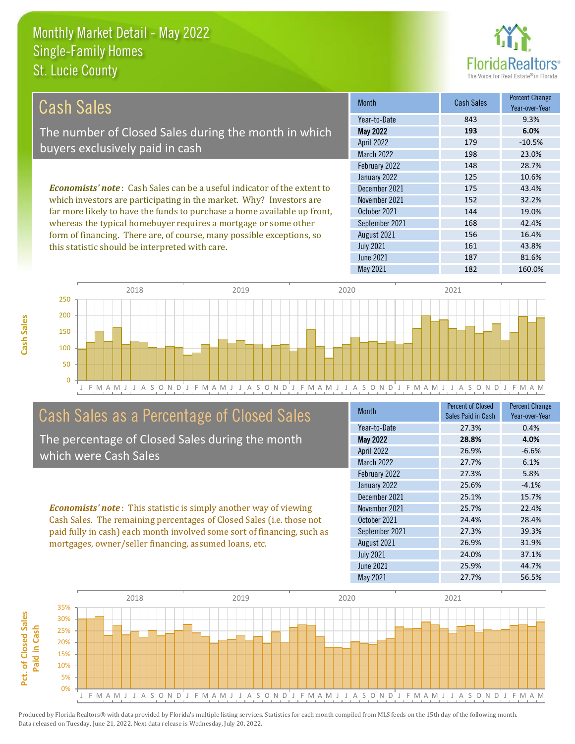# Monthly Market Detail - May 2022
## Single-Family Homes
## St. Lucie County

## Cash Sales

The number of Closed Sales during the month in which buyers exclusively paid in cash

*Economists' note*: Cash Sales can be a useful indicator of the extent to which investors are participating in the market. Why? Investors are far more likely to have the funds to purchase a home available up front, whereas the typical homebuyer requires a mortgage or some other form of financing. There are, of course, many possible exceptions, so this statistic should be interpreted with care.

| Month | Cash Sales | Percent Change Year-over-Year |
|---|---|---|
| Year-to-Date | 843 | 9.3% |
| **May 2022** | **193** | **6.0%** |
| April 2022 | 179 | -10.5% |
| March 2022 | 198 | 23.0% |
| February 2022 | 148 | 28.7% |
| January 2022 | 125 | 10.6% |
| December 2021 | 175 | 43.4% |
| November 2021 | 152 | 32.2% |
| October 2021 | 144 | 19.0% |
| September 2021 | 168 | 42.4% |
| August 2021 | 156 | 16.4% |
| July 2021 | 161 | 43.8% |
| June 2021 | 187 | 81.6% |
| May 2021 | 182 | 160.0% |

## Cash Sales as a Percentage of Closed Sales

The percentage of Closed Sales during the month which were Cash Sales

*Economists' note*: This statistic is simply another way of viewing Cash Sales. The remaining percentages of Closed Sales (i.e. those not paid fully in cash) each month involved some sort of financing, such as mortgages, owner/seller financing, assumed loans, etc.

| Month | Percent of Closed Sales Paid in Cash | Percent Change Year-over-Year |
|---|---|---|
| Year-to-Date | 27.3% | 0.4% |
| **May 2022** | **28.8%** | **4.0%** |
| April 2022 | 26.9% | -6.6% |
| March 2022 | 27.7% | 6.1% |
| February 2022 | 27.3% | 5.8% |
| January 2022 | 25.6% | -4.1% |
| December 2021 | 25.1% | 15.7% |
| November 2021 | 25.7% | 22.4% |
| October 2021 | 24.4% | 28.4% |
| September 2021 | 27.3% | 39.3% |
| August 2021 | 26.9% | 31.9% |
| July 2021 | 24.0% | 37.1% |
| June 2021 | 25.9% | 44.7% |
| May 2021 | 27.7% | 56.5% |

Produced by Florida Realtors® with data provided by Florida's multiple listing services. Statistics for each month compiled from MLS feeds on the 15th day of the following month. Data released on Tuesday, June 21, 2022. Next data release is Wednesday, July 20, 2022.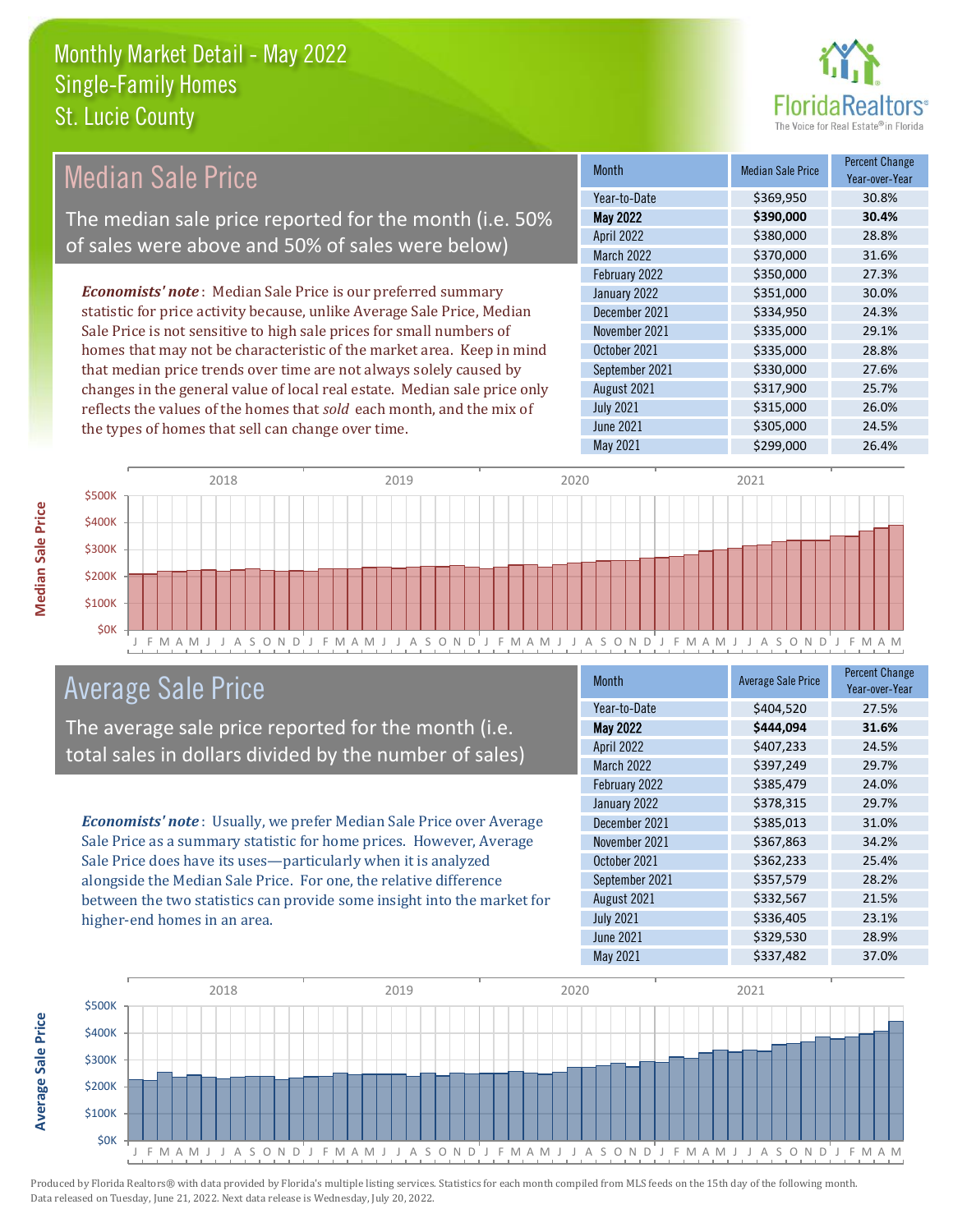# Monthly Market Detail - May 2022
## Single-Family Homes
## St. Lucie County

## Median Sale Price

The median sale price reported for the month (i.e. 50% of sales were above and 50% of sales were below)

*Economists' note*: Median Sale Price is our preferred summary statistic for price activity because, unlike Average Sale Price, Median Sale Price is not sensitive to high sale prices for small numbers of homes that may not be characteristic of the market area. Keep in mind that median price trends over time are not always solely caused by changes in the general value of local real estate. Median sale price only reflects the values of the homes that *sold* each month, and the mix of the types of homes that sell can change over time.

| Month | Median Sale Price | Percent Change Year-over-Year |
|---|---|---|
| Year-to-Date | $369,950 | 30.8% |
| **May 2022** | **$390,000** | **30.4%** |
| April 2022 | $380,000 | 28.8% |
| March 2022 | $370,000 | 31.6% |
| February 2022 | $350,000 | 27.3% |
| January 2022 | $351,000 | 30.0% |
| December 2021 | $334,950 | 24.3% |
| November 2021 | $335,000 | 29.1% |
| October 2021 | $335,000 | 28.8% |
| September 2021 | $330,000 | 27.6% |
| August 2021 | $317,900 | 25.7% |
| July 2021 | $315,000 | 26.0% |
| June 2021 | $305,000 | 24.5% |
| May 2021 | $299,000 | 26.4% |

## Average Sale Price

The average sale price reported for the month (i.e. total sales in dollars divided by the number of sales)

*Economists' note*: Usually, we prefer Median Sale Price over Average Sale Price as a summary statistic for home prices. However, Average Sale Price does have its uses—particularly when it is analyzed alongside the Median Sale Price. For one, the relative difference between the two statistics can provide some insight into the market for higher-end homes in an area.

| Month | Average Sale Price | Percent Change Year-over-Year |
|---|---|---|
| Year-to-Date | $404,520 | 27.5% |
| **May 2022** | **$444,094** | **31.6%** |
| April 2022 | $407,233 | 24.5% |
| March 2022 | $397,249 | 29.7% |
| February 2022 | $385,479 | 24.0% |
| January 2022 | $378,315 | 29.7% |
| December 2021 | $385,013 | 31.0% |
| November 2021 | $367,863 | 34.2% |
| October 2021 | $362,233 | 25.4% |
| September 2021 | $357,579 | 28.2% |
| August 2021 | $332,567 | 21.5% |
| July 2021 | $336,405 | 23.1% |
| June 2021 | $329,530 | 28.9% |
| May 2021 | $337,482 | 37.0% |

Produced by Florida Realtors® with data provided by Florida's multiple listing services. Statistics for each month compiled from MLS feeds on the 15th day of the following month. Data released on Tuesday, June 21, 2022. Next data release is Wednesday, July 20, 2022.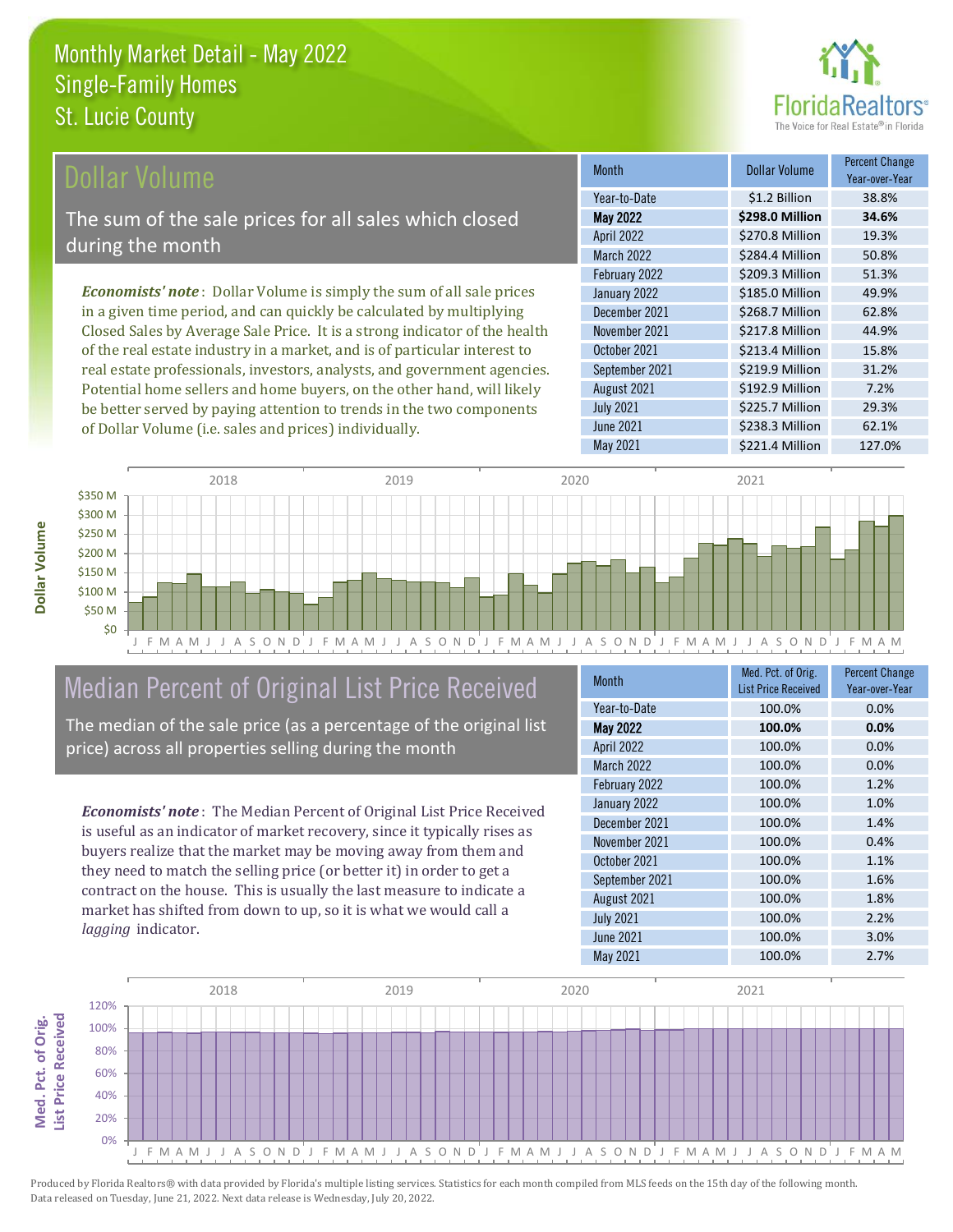# Monthly Market Detail - May 2022
## Single-Family Homes
## St. Lucie County

## Dollar Volume

The sum of the sale prices for all sales which closed during the month

***Economists' note*** : Dollar Volume is simply the sum of all sale prices in a given time period, and can quickly be calculated by multiplying Closed Sales by Average Sale Price. It is a strong indicator of the health of the real estate industry in a market, and is of particular interest to real estate professionals, investors, analysts, and government agencies. Potential home sellers and home buyers, on the other hand, will likely be better served by paying attention to trends in the two components of Dollar Volume (i.e. sales and prices) individually.

| Month | Dollar Volume | Percent Change Year-over-Year |
|---|---|---|
| Year-to-Date | $1.2 Billion | 38.8% |
| **May 2022** | **$298.0 Million** | **34.6%** |
| April 2022 | $270.8 Million | 19.3% |
| March 2022 | $284.4 Million | 50.8% |
| February 2022 | $209.3 Million | 51.3% |
| January 2022 | $185.0 Million | 49.9% |
| December 2021 | $268.7 Million | 62.8% |
| November 2021 | $217.8 Million | 44.9% |
| October 2021 | $213.4 Million | 15.8% |
| September 2021 | $219.9 Million | 31.2% |
| August 2021 | $192.9 Million | 7.2% |
| July 2021 | $225.7 Million | 29.3% |
| June 2021 | $238.3 Million | 62.1% |
| May 2021 | $221.4 Million | 127.0% |

## Median Percent of Original List Price Received

The median of the sale price (as a percentage of the original list price) across all properties selling during the month

***Economists' note*** : The Median Percent of Original List Price Received is useful as an indicator of market recovery, since it typically rises as buyers realize that the market may be moving away from them and they need to match the selling price (or better it) in order to get a contract on the house. This is usually the last measure to indicate a market has shifted from down to up, so it is what we would call a *lagging* indicator.

| Month | Med. Pct. of Orig. List Price Received | Percent Change Year-over-Year |
|---|---|---|
| Year-to-Date | 100.0% | 0.0% |
| **May 2022** | **100.0%** | **0.0%** |
| April 2022 | 100.0% | 0.0% |
| March 2022 | 100.0% | 0.0% |
| February 2022 | 100.0% | 1.2% |
| January 2022 | 100.0% | 1.0% |
| December 2021 | 100.0% | 1.4% |
| November 2021 | 100.0% | 0.4% |
| October 2021 | 100.0% | 1.1% |
| September 2021 | 100.0% | 1.6% |
| August 2021 | 100.0% | 1.8% |
| July 2021 | 100.0% | 2.2% |
| June 2021 | 100.0% | 3.0% |
| May 2021 | 100.0% | 2.7% |

Produced by Florida Realtors® with data provided by Florida's multiple listing services. Statistics for each month compiled from MLS feeds on the 15th day of the following month. Data released on Tuesday, June 21, 2022. Next data release is Wednesday, July 20, 2022.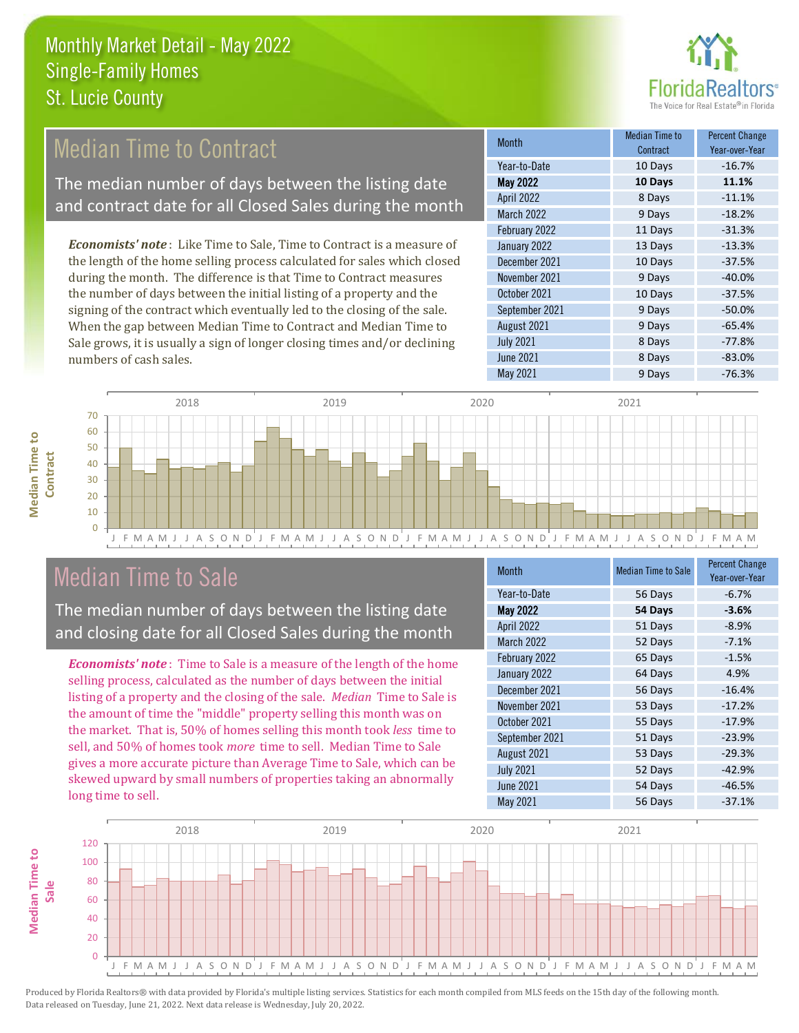# Monthly Market Detail - May 2022
## Single-Family Homes
## St. Lucie County

## Median Time to Contract

The median number of days between the listing date and contract date for all Closed Sales during the month

*Economists' note*: Like Time to Sale, Time to Contract is a measure of the length of the home selling process calculated for sales which closed during the month. The difference is that Time to Contract measures the number of days between the initial listing of a property and the signing of the contract which eventually led to the closing of the sale. When the gap between Median Time to Contract and Median Time to Sale grows, it is usually a sign of longer closing times and/or declining numbers of cash sales.

| Month | Median Time to Contract | Percent Change Year-over-Year |
|---|---|---|
| Year-to-Date | 10 Days | -16.7% |
| **May 2022** | **10 Days** | **11.1%** |
| April 2022 | 8 Days | -11.1% |
| March 2022 | 9 Days | -18.2% |
| February 2022 | 11 Days | -31.3% |
| January 2022 | 13 Days | -13.3% |
| December 2021 | 10 Days | -37.5% |
| November 2021 | 9 Days | -40.0% |
| October 2021 | 10 Days | -37.5% |
| September 2021 | 9 Days | -50.0% |
| August 2021 | 9 Days | -65.4% |
| July 2021 | 8 Days | -77.8% |
| June 2021 | 8 Days | -83.0% |
| May 2021 | 9 Days | -76.3% |

## Median Time to Sale

The median number of days between the listing date and closing date for all Closed Sales during the month

*Economists' note*: Time to Sale is a measure of the length of the home selling process, calculated as the number of days between the initial listing of a property and the closing of the sale. *Median* Time to Sale is the amount of time the "middle" property selling this month was on the market. That is, 50% of homes selling this month took *less* time to sell, and 50% of homes took *more* time to sell. Median Time to Sale gives a more accurate picture than Average Time to Sale, which can be skewed upward by small numbers of properties taking an abnormally long time to sell.

| Month | Median Time to Sale | Percent Change Year-over-Year |
|---|---|---|
| Year-to-Date | 56 Days | -6.7% |
| **May 2022** | **54 Days** | **-3.6%** |
| April 2022 | 51 Days | -8.9% |
| March 2022 | 52 Days | -7.1% |
| February 2022 | 65 Days | -1.5% |
| January 2022 | 64 Days | 4.9% |
| December 2021 | 56 Days | -16.4% |
| November 2021 | 53 Days | -17.2% |
| October 2021 | 55 Days | -17.9% |
| September 2021 | 51 Days | -23.9% |
| August 2021 | 53 Days | -29.3% |
| July 2021 | 52 Days | -42.9% |
| June 2021 | 54 Days | -46.5% |
| May 2021 | 56 Days | -37.1% |

Produced by Florida Realtors® with data provided by Florida's multiple listing services. Statistics for each month compiled from MLS feeds on the 15th day of the following month. Data released on Tuesday, June 21, 2022. Next data release is Wednesday, July 20, 2022.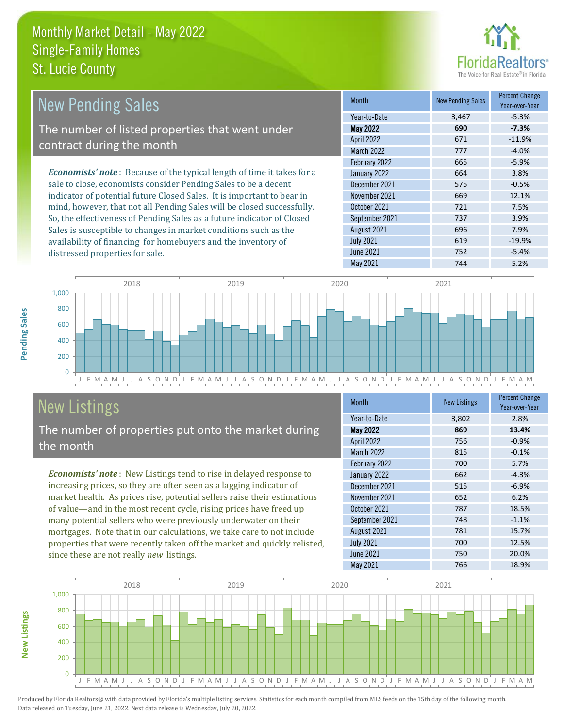# Monthly Market Detail - May 2022
## Single-Family Homes
## St. Lucie County

## New Pending Sales

The number of listed properties that went under contract during the month

*Economists' note*: Because of the typical length of time it takes for a sale to close, economists consider Pending Sales to be a decent indicator of potential future Closed Sales. It is important to bear in mind, however, that not all Pending Sales will be closed successfully. So, the effectiveness of Pending Sales as a future indicator of Closed Sales is susceptible to changes in market conditions such as the availability of financing for homebuyers and the inventory of distressed properties for sale.

| Month | New Pending Sales | Percent Change Year-over-Year |
|---|---|---|
| Year-to-Date | 3,467 | -5.3% |
| **May 2022** | **690** | **-7.3%** |
| April 2022 | 671 | -11.9% |
| March 2022 | 777 | -4.0% |
| February 2022 | 665 | -5.9% |
| January 2022 | 664 | 3.8% |
| December 2021 | 575 | -0.5% |
| November 2021 | 669 | 12.1% |
| October 2021 | 721 | 7.5% |
| September 2021 | 737 | 3.9% |
| August 2021 | 696 | 7.9% |
| July 2021 | 619 | -19.9% |
| June 2021 | 752 | -5.4% |
| May 2021 | 744 | 5.2% |

## New Listings

The number of properties put onto the market during the month

*Economists' note*: New Listings tend to rise in delayed response to increasing prices, so they are often seen as a lagging indicator of market health. As prices rise, potential sellers raise their estimations of value—and in the most recent cycle, rising prices have freed up many potential sellers who were previously underwater on their mortgages. Note that in our calculations, we take care to not include properties that were recently taken off the market and quickly relisted, since these are not really *new* listings.

| Month | New Listings | Percent Change Year-over-Year |
|---|---|---|
| Year-to-Date | 3,802 | 2.8% |
| **May 2022** | **869** | **13.4%** |
| April 2022 | 756 | -0.9% |
| March 2022 | 815 | -0.1% |
| February 2022 | 700 | 5.7% |
| January 2022 | 662 | -4.3% |
| December 2021 | 515 | -6.9% |
| November 2021 | 652 | 6.2% |
| October 2021 | 787 | 18.5% |
| September 2021 | 748 | -1.1% |
| August 2021 | 781 | 15.7% |
| July 2021 | 700 | 12.5% |
| June 2021 | 750 | 20.0% |
| May 2021 | 766 | 18.9% |

Produced by Florida Realtors® with data provided by Florida's multiple listing services. Statistics for each month compiled from MLS feeds on the 15th day of the following month. Data released on Tuesday, June 21, 2022. Next data release is Wednesday, July 20, 2022.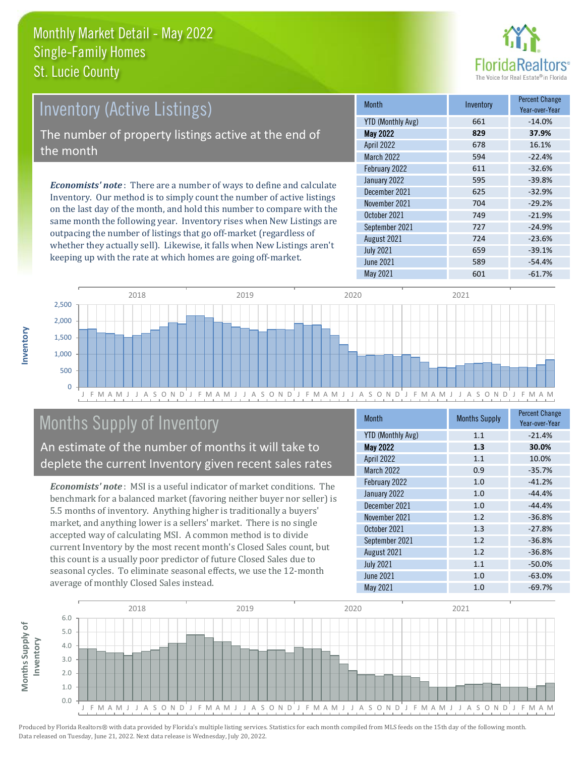# Monthly Market Detail - May 2022
## Single-Family Homes
## St. Lucie County

## Inventory (Active Listings)

The number of property listings active at the end of the month

***Economists' note***: There are a number of ways to define and calculate Inventory. Our method is to simply count the number of active listings on the last day of the month, and hold this number to compare with the same month the following year. Inventory rises when New Listings are outpacing the number of listings that go off-market (regardless of whether they actually sell). Likewise, it falls when New Listings aren't keeping up with the rate at which homes are going off-market.

| Month | Inventory | Percent Change Year-over-Year |
|---|---|---|
| YTD (Monthly Avg) | 661 | -14.0% |
| **May 2022** | **829** | **37.9%** |
| April 2022 | 678 | 16.1% |
| March 2022 | 594 | -22.4% |
| February 2022 | 611 | -32.6% |
| January 2022 | 595 | -39.8% |
| December 2021 | 625 | -32.9% |
| November 2021 | 704 | -29.2% |
| October 2021 | 749 | -21.9% |
| September 2021 | 727 | -24.9% |
| August 2021 | 724 | -23.6% |
| July 2021 | 659 | -39.1% |
| June 2021 | 589 | -54.4% |
| May 2021 | 601 | -61.7% |

## Months Supply of Inventory

An estimate of the number of months it will take to deplete the current Inventory given recent sales rates

***Economists' note***: MSI is a useful indicator of market conditions. The benchmark for a balanced market (favoring neither buyer nor seller) is 5.5 months of inventory. Anything higher is traditionally a buyers' market, and anything lower is a sellers' market. There is no single accepted way of calculating MSI. A common method is to divide current Inventory by the most recent month's Closed Sales count, but this count is a usually poor predictor of future Closed Sales due to seasonal cycles. To eliminate seasonal effects, we use the 12-month average of monthly Closed Sales instead.

| Month | Months Supply | Percent Change Year-over-Year |
|---|---|---|
| YTD (Monthly Avg) | 1.1 | -21.4% |
| **May 2022** | **1.3** | **30.0%** |
| April 2022 | 1.1 | 10.0% |
| March 2022 | 0.9 | -35.7% |
| February 2022 | 1.0 | -41.2% |
| January 2022 | 1.0 | -44.4% |
| December 2021 | 1.0 | -44.4% |
| November 2021 | 1.2 | -36.8% |
| October 2021 | 1.3 | -27.8% |
| September 2021 | 1.2 | -36.8% |
| August 2021 | 1.2 | -36.8% |
| July 2021 | 1.1 | -50.0% |
| June 2021 | 1.0 | -63.0% |
| May 2021 | 1.0 | -69.7% |

Produced by Florida Realtors® with data provided by Florida's multiple listing services. Statistics for each month compiled from MLS feeds on the 15th day of the following month. Data released on Tuesday, June 21, 2022. Next data release is Wednesday, July 20, 2022.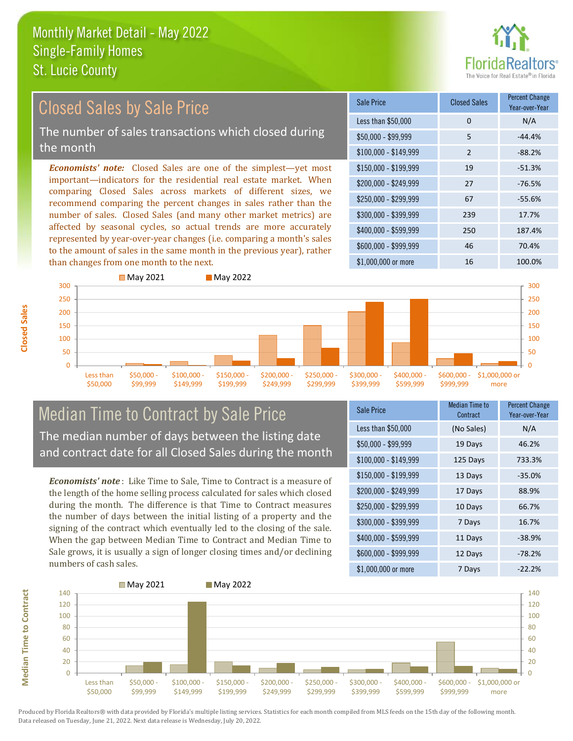# Monthly Market Detail - May 2022
## Single-Family Homes
## St. Lucie County

## Closed Sales by Sale Price

The number of sales transactions which closed during the month

*Economists' note:* Closed Sales are one of the simplest—yet most important—indicators for the residential real estate market. When comparing Closed Sales across markets of different sizes, we recommend comparing the percent changes in sales rather than the number of sales. Closed Sales (and many other market metrics) are affected by seasonal cycles, so actual trends are more accurately represented by year-over-year changes (i.e. comparing a month's sales to the amount of sales in the same month in the previous year), rather than changes from one month to the next.

| Sale Price | Closed Sales | Percent Change Year-over-Year |
|---|---|---|
| Less than $50,000 | 0 | N/A |
| $50,000 - $99,999 | 5 | -44.4% |
| $100,000 - $149,999 | 2 | -88.2% |
| $150,000 - $199,999 | 19 | -51.3% |
| $200,000 - $249,999 | 27 | -76.5% |
| $250,000 - $299,999 | 67 | -55.6% |
| $300,000 - $399,999 | 239 | 17.7% |
| $400,000 - $599,999 | 250 | 187.4% |
| $600,000 - $999,999 | 46 | 70.4% |
| $1,000,000 or more | 16 | 100.0% |

## Median Time to Contract by Sale Price

The median number of days between the listing date and contract date for all Closed Sales during the month

*Economists' note*: Like Time to Sale, Time to Contract is a measure of the length of the home selling process calculated for sales which closed during the month. The difference is that Time to Contract measures the number of days between the initial listing of a property and the signing of the contract which eventually led to the closing of the sale. When the gap between Median Time to Contract and Median Time to Sale grows, it is usually a sign of longer closing times and/or declining numbers of cash sales.

| Sale Price | Median Time to Contract | Percent Change Year-over-Year |
|---|---|---|
| Less than $50,000 | (No Sales) | N/A |
| $50,000 - $99,999 | 19 Days | 46.2% |
| $100,000 - $149,999 | 125 Days | 733.3% |
| $150,000 - $199,999 | 13 Days | -35.0% |
| $200,000 - $249,999 | 17 Days | 88.9% |
| $250,000 - $299,999 | 10 Days | 66.7% |
| $300,000 - $399,999 | 7 Days | 16.7% |
| $400,000 - $599,999 | 11 Days | -38.9% |
| $600,000 - $999,999 | 12 Days | -78.2% |
| $1,000,000 or more | 7 Days | -22.2% |

Produced by Florida Realtors® with data provided by Florida's multiple listing services. Statistics for each month compiled from MLS feeds on the 15th day of the following month. Data released on Tuesday, June 21, 2022. Next data release is Wednesday, July 20, 2022.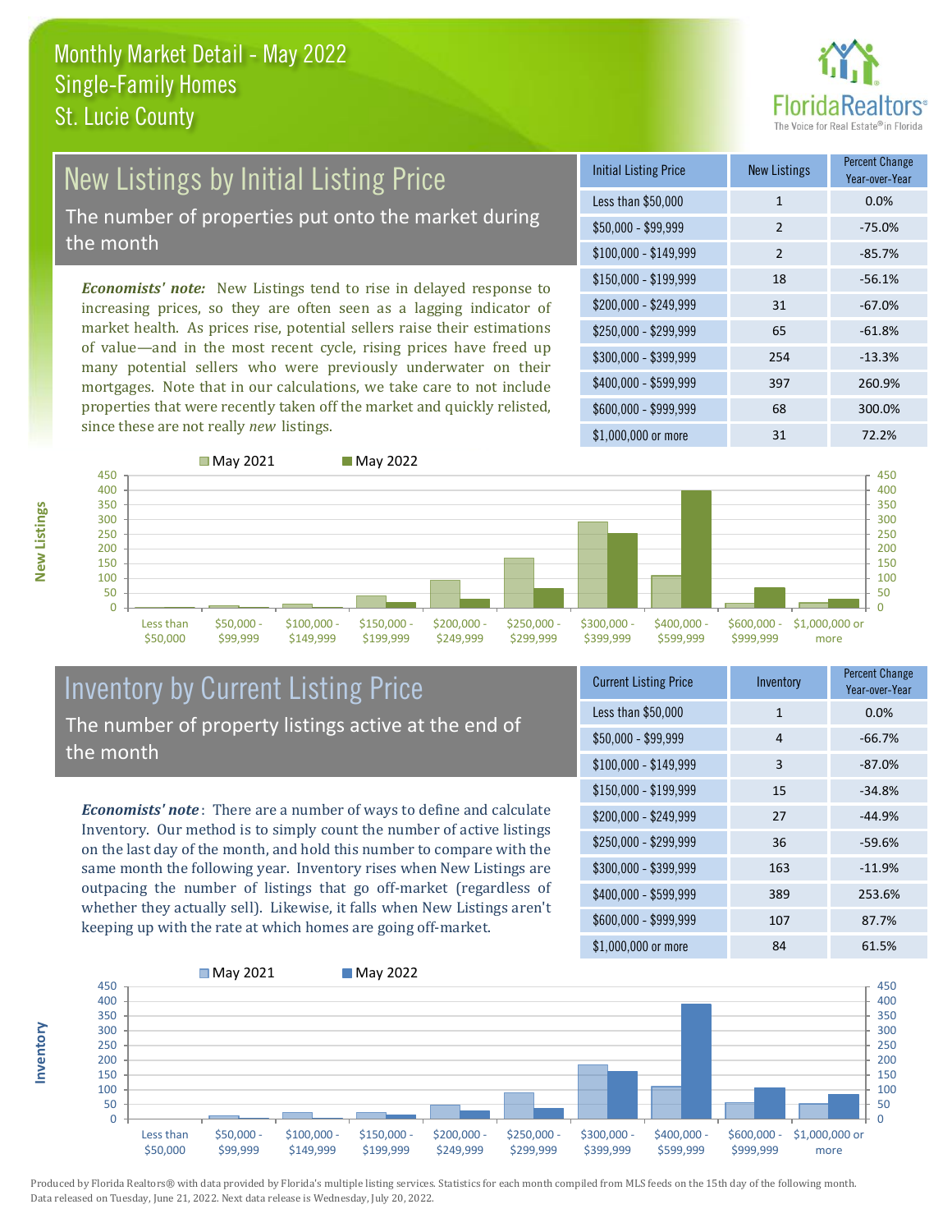# Monthly Market Detail - May 2022
## Single-Family Homes
## St. Lucie County

## New Listings by Initial Listing Price

The number of properties put onto the market during the month

*Economists' note:* New Listings tend to rise in delayed response to increasing prices, so they are often seen as a lagging indicator of market health. As prices rise, potential sellers raise their estimations of value—and in the most recent cycle, rising prices have freed up many potential sellers who were previously underwater on their mortgages. Note that in our calculations, we take care to not include properties that were recently taken off the market and quickly relisted, since these are not really *new* listings.

| Initial Listing Price | New Listings | Percent Change Year-over-Year |
|---|---|---|
| Less than $50,000 | 1 | 0.0% |
| $50,000 - $99,999 | 2 | -75.0% |
| $100,000 - $149,999 | 2 | -85.7% |
| $150,000 - $199,999 | 18 | -56.1% |
| $200,000 - $249,999 | 31 | -67.0% |
| $250,000 - $299,999 | 65 | -61.8% |
| $300,000 - $399,999 | 254 | -13.3% |
| $400,000 - $599,999 | 397 | 260.9% |
| $600,000 - $999,999 | 68 | 300.0% |
| $1,000,000 or more | 31 | 72.2% |

## Inventory by Current Listing Price

The number of property listings active at the end of the month

*Economists' note*: There are a number of ways to define and calculate Inventory. Our method is to simply count the number of active listings on the last day of the month, and hold this number to compare with the same month the following year. Inventory rises when New Listings are outpacing the number of listings that go off-market (regardless of whether they actually sell). Likewise, it falls when New Listings aren't keeping up with the rate at which homes are going off-market.

| Current Listing Price | Inventory | Percent Change Year-over-Year |
|---|---|---|
| Less than $50,000 | 1 | 0.0% |
| $50,000 - $99,999 | 4 | -66.7% |
| $100,000 - $149,999 | 3 | -87.0% |
| $150,000 - $199,999 | 15 | -34.8% |
| $200,000 - $249,999 | 27 | -44.9% |
| $250,000 - $299,999 | 36 | -59.6% |
| $300,000 - $399,999 | 163 | -11.9% |
| $400,000 - $599,999 | 389 | 253.6% |
| $600,000 - $999,999 | 107 | 87.7% |
| $1,000,000 or more | 84 | 61.5% |

Produced by Florida Realtors® with data provided by Florida's multiple listing services. Statistics for each month compiled from MLS feeds on the 15th day of the following month. Data released on Tuesday, June 21, 2022. Next data release is Wednesday, July 20, 2022.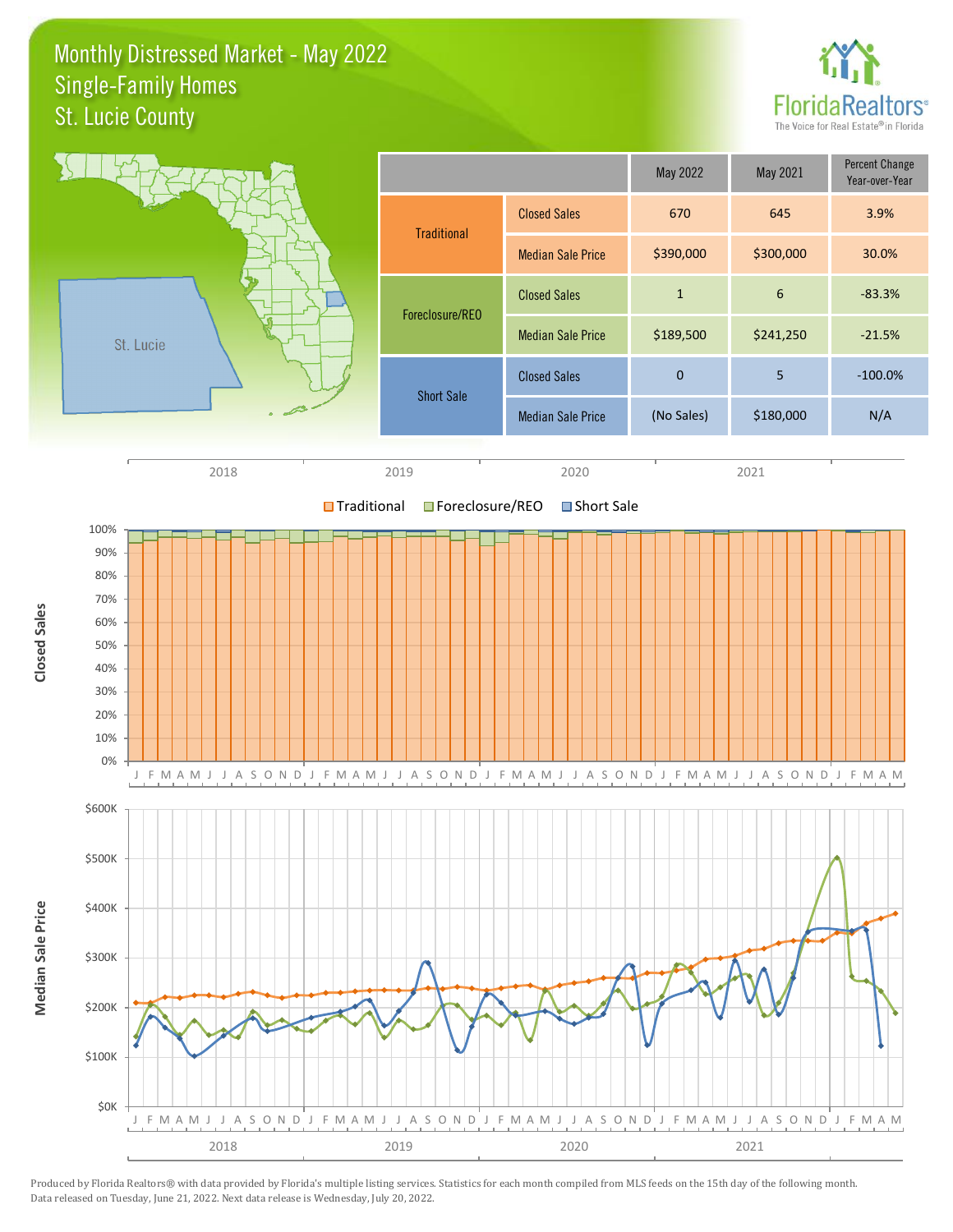# Monthly Distressed Market - May 2022
## Single-Family Homes
## St. Lucie County

FloridaRealtors®
The Voice for Real Estate® in Florida

St. Lucie

| | | May 2022 | May 2021 | Percent Change Year-over-Year |
|---|---|---|---|---|
| Traditional | Closed Sales | 670 | 645 | 3.9% |
| | Median Sale Price | $390,000 | $300,000 | 30.0% |
| Foreclosure/REO | Closed Sales | 1 | 6 | -83.3% |
| | Median Sale Price | $189,500 | $241,250 | -21.5% |
| Short Sale | Closed Sales | 0 | 5 | -100.0% |
| | Median Sale Price | (No Sales) | $180,000 | N/A |

2018 2019 2020 2021

Traditional Foreclosure/REO Short Sale

Closed Sales

100% 90% 80% 70% 60% 50% 40% 30% 20% 10% 0%

J F M A M J J A S O N D J F M A M J J A S O N D J F M A M J J A S O N D J F M A M J J A S O N D J F M A M

Median Sale Price

$600K $500K $400K $300K $200K $100K $0K

J F M A M J J A S O N D J F M A M J J A S O N D J F M A M J J A S O N D J F M A M J J A S O N D J F M A M

2018 2019 2020 2021

Produced by Florida Realtors® with data provided by Florida's multiple listing services. Statistics for each month compiled from MLS feeds on the 15th day of the following month. Data released on Tuesday, June 21, 2022. Next data release is Wednesday, July 20, 2022.